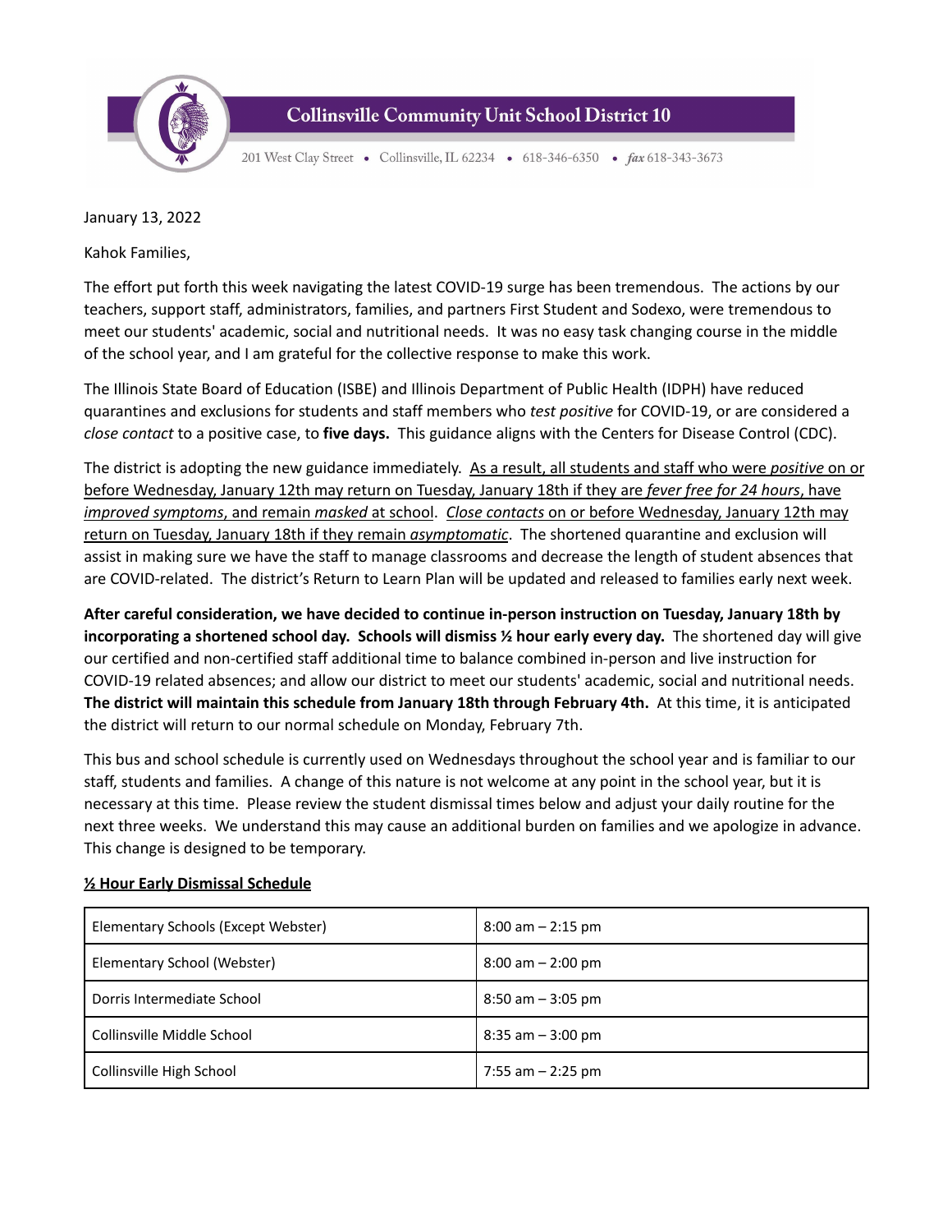**Collinsville Community Unit School District 10**

201 West Clay Street • Collinsville, IL 62234 • 618-346-6350 • *fax* 618-343-3673

January 13, 2022

Kahok Families,

The effort put forth this week navigating the latest COVID-19 surge has been tremendous. The actions by our teachers, support staff, administrators, families, and partners First Student and Sodexo, were tremendous to meet our students' academic, social and nutritional needs. It was no easy task changing course in the middle of the school year, and I am grateful for the collective response to make this work.

The Illinois State Board of Education (ISBE) and Illinois Department of Public Health (IDPH) have reduced quarantines and exclusions for students and staff members who *test positive* for COVID-19, or are considered a *close contact* to a positive case, to **five days.** This guidance aligns with the Centers for Disease Control (CDC).

The district is adopting the new guidance immediately. <u>As a result, all students and staff who were *positive* on or before Wednesday, January 12th may return on Tuesday, January 18th if they are *fever free for 24 hours*, have *improved symptoms*, and remain *masked* at school</u>. <u>*Close contacts* on or before Wednesday, January 12th may return on Tuesday, January 18th if they remain *asymptomatic*</u>. The shortened quarantine and exclusion will assist in making sure we have the staff to manage classrooms and decrease the length of student absences that are COVID-related. The district's Return to Learn Plan will be updated and released to families early next week.

**After careful consideration, we have decided to continue in-person instruction on Tuesday, January 18th by incorporating a shortened school day. Schools will dismiss ½ hour early every day.** The shortened day will give our certified and non-certified staff additional time to balance combined in-person and live instruction for COVID-19 related absences; and allow our district to meet our students' academic, social and nutritional needs. **The district will maintain this schedule from January 18th through February 4th.** At this time, it is anticipated the district will return to our normal schedule on Monday, February 7th.

This bus and school schedule is currently used on Wednesdays throughout the school year and is familiar to our staff, students and families. A change of this nature is not welcome at any point in the school year, but it is necessary at this time. Please review the student dismissal times below and adjust your daily routine for the next three weeks. We understand this may cause an additional burden on families and we apologize in advance. This change is designed to be temporary.

**<u>½ Hour Early Dismissal Schedule</u>**

| School | Hours |
|---|---|
| Elementary Schools (Except Webster) | 8:00 am – 2:15 pm |
| Elementary School (Webster) | 8:00 am – 2:00 pm |
| Dorris Intermediate School | 8:50 am – 3:05 pm |
| Collinsville Middle School | 8:35 am – 3:00 pm |
| Collinsville High School | 7:55 am – 2:25 pm |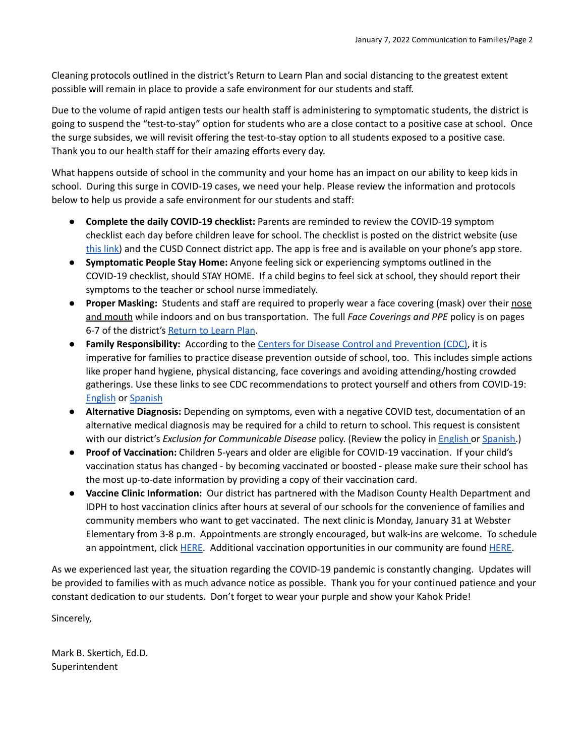Cleaning protocols outlined in the district's Return to Learn Plan and social distancing to the greatest extent possible will remain in place to provide a safe environment for our students and staff.

Due to the volume of rapid antigen tests our health staff is administering to symptomatic students, the district is going to suspend the "test-to-stay" option for students who are a close contact to a positive case at school. Once the surge subsides, we will revisit offering the test-to-stay option to all students exposed to a positive case. Thank you to our health staff for their amazing efforts every day.

What happens outside of school in the community and your home has an impact on our ability to keep kids in school. During this surge in COVID-19 cases, we need your help. Please review the information and protocols below to help us provide a safe environment for our students and staff:

- **Complete the daily COVID-19 checklist:** Parents are reminded to review the COVID-19 symptom checklist each day before children leave for school. The checklist is posted on the district website (use this link) and the CUSD Connect district app. The app is free and is available on your phone's app store.
- **Symptomatic People Stay Home:** Anyone feeling sick or experiencing symptoms outlined in the COVID-19 checklist, should STAY HOME. If a child begins to feel sick at school, they should report their symptoms to the teacher or school nurse immediately.
- **Proper Masking:** Students and staff are required to properly wear a face covering (mask) over their nose and mouth while indoors and on bus transportation. The full *Face Coverings and PPE* policy is on pages 6-7 of the district's Return to Learn Plan.
- **Family Responsibility:** According to the Centers for Disease Control and Prevention (CDC), it is imperative for families to practice disease prevention outside of school, too. This includes simple actions like proper hand hygiene, physical distancing, face coverings and avoiding attending/hosting crowded gatherings. Use these links to see CDC recommendations to protect yourself and others from COVID-19: English or Spanish
- **Alternative Diagnosis:** Depending on symptoms, even with a negative COVID test, documentation of an alternative medical diagnosis may be required for a child to return to school. This request is consistent with our district's *Exclusion for Communicable Disease* policy. (Review the policy in English or Spanish.)
- **Proof of Vaccination:** Children 5-years and older are eligible for COVID-19 vaccination. If your child's vaccination status has changed - by becoming vaccinated or boosted - please make sure their school has the most up-to-date information by providing a copy of their vaccination card.
- **Vaccine Clinic Information:** Our district has partnered with the Madison County Health Department and IDPH to host vaccination clinics after hours at several of our schools for the convenience of families and community members who want to get vaccinated. The next clinic is Monday, January 31 at Webster Elementary from 3-8 p.m. Appointments are strongly encouraged, but walk-ins are welcome. To schedule an appointment, click HERE. Additional vaccination opportunities in our community are found HERE.

As we experienced last year, the situation regarding the COVID-19 pandemic is constantly changing. Updates will be provided to families with as much advance notice as possible. Thank you for your continued patience and your constant dedication to our students. Don't forget to wear your purple and show your Kahok Pride!

Sincerely,

Mark B. Skertich, Ed.D.
Superintendent